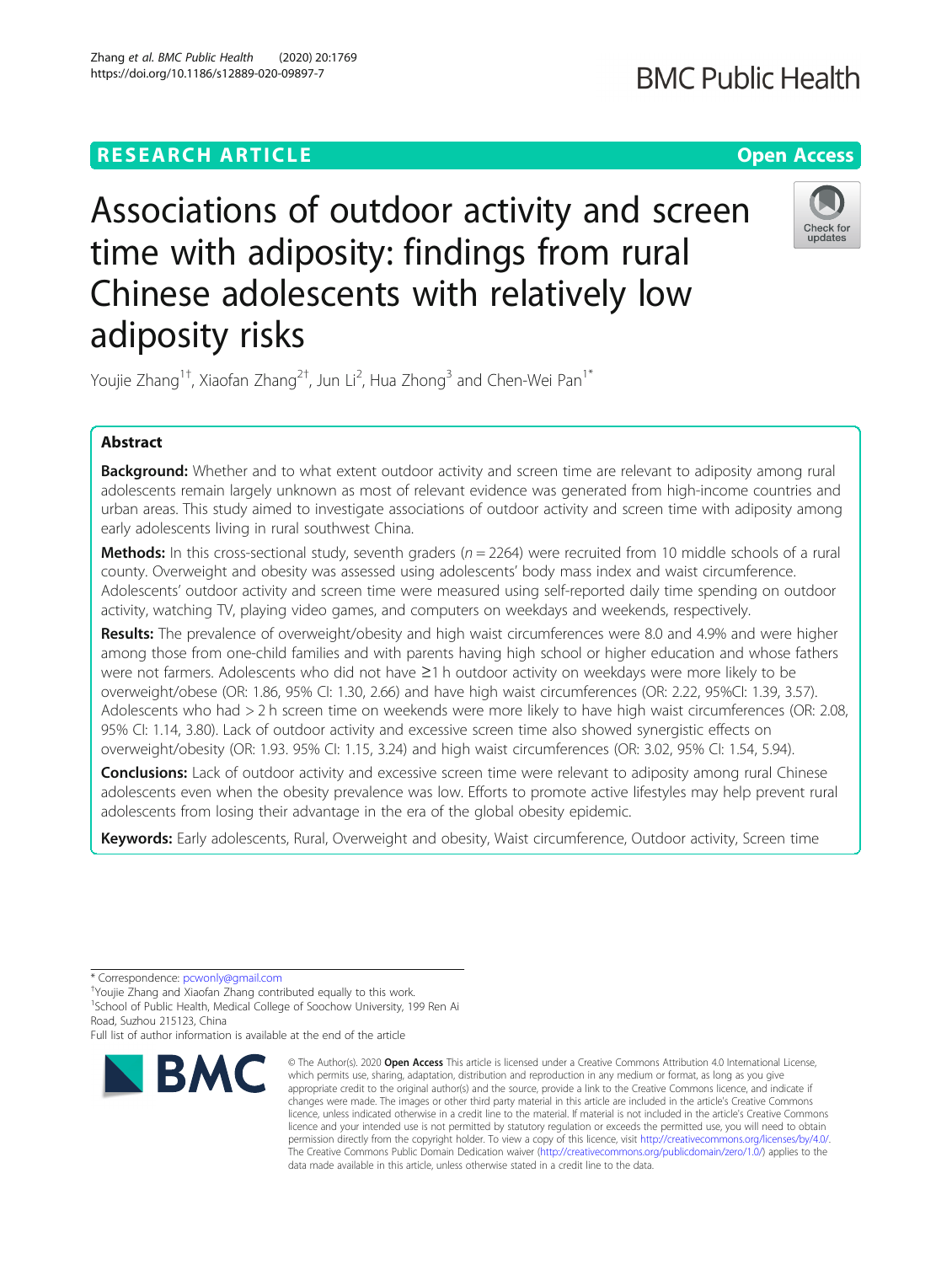RESEARCH ARTICLE

Open Access

# Associations of outdoor activity and screen time with adiposity: findings from rural Chinese adolescents with relatively low adiposity risks

Youjie Zhang[1†], Xiaofan Zhang[2†], Jun Li[2], Hua Zhong[3] and Chen-Wei Pan[1*]

## Abstract

**Background:** Whether and to what extent outdoor activity and screen time are relevant to adiposity among rural adolescents remain largely unknown as most of relevant evidence was generated from high-income countries and urban areas. This study aimed to investigate associations of outdoor activity and screen time with adiposity among early adolescents living in rural southwest China.

**Methods:** In this cross-sectional study, seventh graders ($n = 2264$) were recruited from 10 middle schools of a rural county. Overweight and obesity was assessed using adolescents' body mass index and waist circumference. Adolescents' outdoor activity and screen time were measured using self-reported daily time spending on outdoor activity, watching TV, playing video games, and computers on weekdays and weekends, respectively.

**Results:** The prevalence of overweight/obesity and high waist circumferences were 8.0 and 4.9% and were higher among those from one-child families and with parents having high school or higher education and whose fathers were not farmers. Adolescents who did not have ≥1 h outdoor activity on weekdays were more likely to be overweight/obese (OR: 1.86, 95% CI: 1.30, 2.66) and have high waist circumferences (OR: 2.22, 95%CI: 1.39, 3.57). Adolescents who had > 2 h screen time on weekends were more likely to have high waist circumferences (OR: 2.08, 95% CI: 1.14, 3.80). Lack of outdoor activity and excessive screen time also showed synergistic effects on overweight/obesity (OR: 1.93. 95% CI: 1.15, 3.24) and high waist circumferences (OR: 3.02, 95% CI: 1.54, 5.94).

**Conclusions:** Lack of outdoor activity and excessive screen time were relevant to adiposity among rural Chinese adolescents even when the obesity prevalence was low. Efforts to promote active lifestyles may help prevent rural adolescents from losing their advantage in the era of the global obesity epidemic.

**Keywords:** Early adolescents, Rural, Overweight and obesity, Waist circumference, Outdoor activity, Screen time

---

* Correspondence: pcwonly@gmail.com
†Youjie Zhang and Xiaofan Zhang contributed equally to this work.
[1]School of Public Health, Medical College of Soochow University, 199 Ren Ai Road, Suzhou 215123, China
Full list of author information is available at the end of the article

© The Author(s). 2020 **Open Access** This article is licensed under a Creative Commons Attribution 4.0 International License, which permits use, sharing, adaptation, distribution and reproduction in any medium or format, as long as you give appropriate credit to the original author(s) and the source, provide a link to the Creative Commons licence, and indicate if changes were made. The images or other third party material in this article are included in the article's Creative Commons licence, unless indicated otherwise in a credit line to the material. If material is not included in the article's Creative Commons licence and your intended use is not permitted by statutory regulation or exceeds the permitted use, you will need to obtain permission directly from the copyright holder. To view a copy of this licence, visit http://creativecommons.org/licenses/by/4.0/. The Creative Commons Public Domain Dedication waiver (http://creativecommons.org/publicdomain/zero/1.0/) applies to the data made available in this article, unless otherwise stated in a credit line to the data.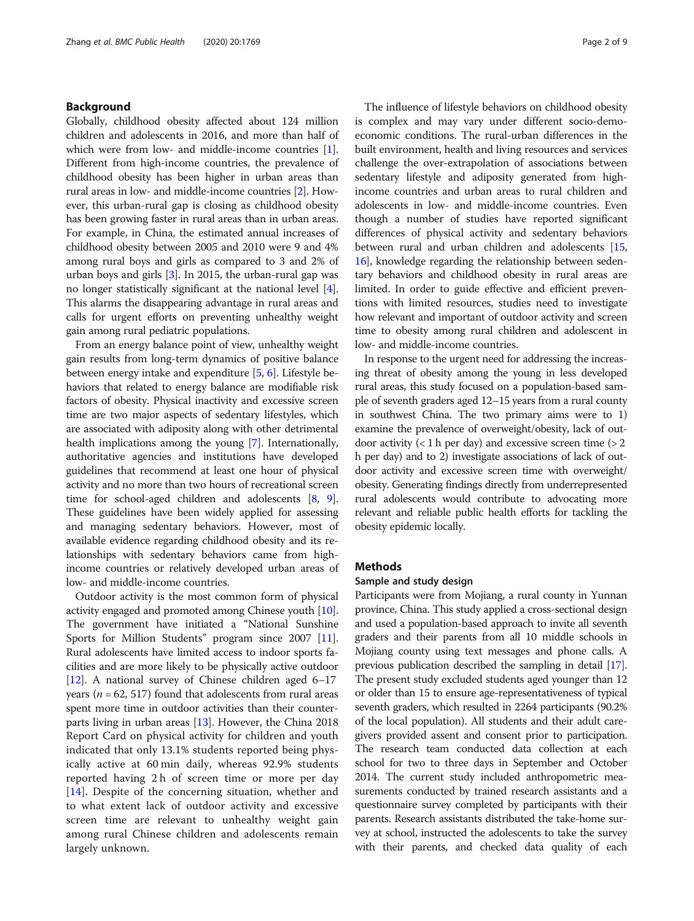## Background

Globally, childhood obesity affected about 124 million children and adolescents in 2016, and more than half of which were from low- and middle-income countries [1]. Different from high-income countries, the prevalence of childhood obesity has been higher in urban areas than rural areas in low- and middle-income countries [2]. However, this urban-rural gap is closing as childhood obesity has been growing faster in rural areas than in urban areas. For example, in China, the estimated annual increases of childhood obesity between 2005 and 2010 were 9 and 4% among rural boys and girls as compared to 3 and 2% of urban boys and girls [3]. In 2015, the urban-rural gap was no longer statistically significant at the national level [4]. This alarms the disappearing advantage in rural areas and calls for urgent efforts on preventing unhealthy weight gain among rural pediatric populations.

From an energy balance point of view, unhealthy weight gain results from long-term dynamics of positive balance between energy intake and expenditure [5, 6]. Lifestyle behaviors that related to energy balance are modifiable risk factors of obesity. Physical inactivity and excessive screen time are two major aspects of sedentary lifestyles, which are associated with adiposity along with other detrimental health implications among the young [7]. Internationally, authoritative agencies and institutions have developed guidelines that recommend at least one hour of physical activity and no more than two hours of recreational screen time for school-aged children and adolescents [8, 9]. These guidelines have been widely applied for assessing and managing sedentary behaviors. However, most of available evidence regarding childhood obesity and its relationships with sedentary behaviors came from high-income countries or relatively developed urban areas of low- and middle-income countries.

Outdoor activity is the most common form of physical activity engaged and promoted among Chinese youth [10]. The government have initiated a "National Sunshine Sports for Million Students" program since 2007 [11]. Rural adolescents have limited access to indoor sports facilities and are more likely to be physically active outdoor [12]. A national survey of Chinese children aged 6–17 years ($n = 62, 517$) found that adolescents from rural areas spent more time in outdoor activities than their counterparts living in urban areas [13]. However, the China 2018 Report Card on physical activity for children and youth indicated that only 13.1% students reported being physically active at 60 min daily, whereas 92.9% students reported having 2 h of screen time or more per day [14]. Despite of the concerning situation, whether and to what extent lack of outdoor activity and excessive screen time are relevant to unhealthy weight gain among rural Chinese children and adolescents remain largely unknown.

The influence of lifestyle behaviors on childhood obesity is complex and may vary under different socio-demo-economic conditions. The rural-urban differences in the built environment, health and living resources and services challenge the over-extrapolation of associations between sedentary lifestyle and adiposity generated from high-income countries and urban areas to rural children and adolescents in low- and middle-income countries. Even though a number of studies have reported significant differences of physical activity and sedentary behaviors between rural and urban children and adolescents [15, 16], knowledge regarding the relationship between sedentary behaviors and childhood obesity in rural areas are limited. In order to guide effective and efficient preventions with limited resources, studies need to investigate how relevant and important of outdoor activity and screen time to obesity among rural children and adolescent in low- and middle-income countries.

In response to the urgent need for addressing the increasing threat of obesity among the young in less developed rural areas, this study focused on a population-based sample of seventh graders aged 12–15 years from a rural county in southwest China. The two primary aims were to 1) examine the prevalence of overweight/obesity, lack of outdoor activity (< 1 h per day) and excessive screen time (> 2 h per day) and to 2) investigate associations of lack of outdoor activity and excessive screen time with overweight/obesity. Generating findings directly from underrepresented rural adolescents would contribute to advocating more relevant and reliable public health efforts for tackling the obesity epidemic locally.

## Methods

### Sample and study design

Participants were from Mojiang, a rural county in Yunnan province, China. This study applied a cross-sectional design and used a population-based approach to invite all seventh graders and their parents from all 10 middle schools in Mojiang county using text messages and phone calls. A previous publication described the sampling in detail [17]. The present study excluded students aged younger than 12 or older than 15 to ensure age-representativeness of typical seventh graders, which resulted in 2264 participants (90.2% of the local population). All students and their adult caregivers provided assent and consent prior to participation. The research team conducted data collection at each school for two to three days in September and October 2014. The current study included anthropometric measurements conducted by trained research assistants and a questionnaire survey completed by participants with their parents. Research assistants distributed the take-home survey at school, instructed the adolescents to take the survey with their parents, and checked data quality of each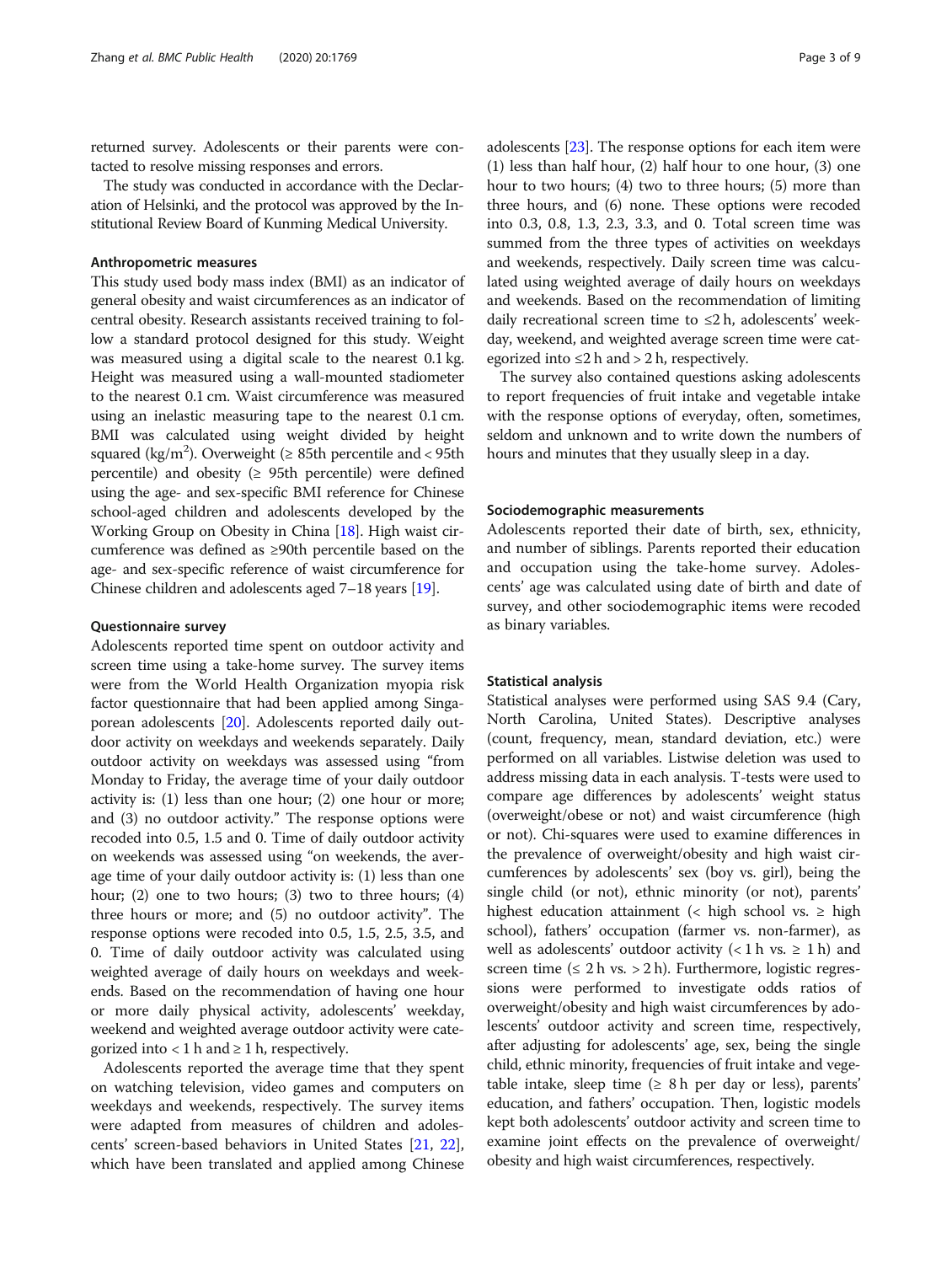returned survey. Adolescents or their parents were contacted to resolve missing responses and errors.

The study was conducted in accordance with the Declaration of Helsinki, and the protocol was approved by the Institutional Review Board of Kunming Medical University.

### Anthropometric measures

This study used body mass index (BMI) as an indicator of general obesity and waist circumferences as an indicator of central obesity. Research assistants received training to follow a standard protocol designed for this study. Weight was measured using a digital scale to the nearest 0.1 kg. Height was measured using a wall-mounted stadiometer to the nearest 0.1 cm. Waist circumference was measured using an inelastic measuring tape to the nearest 0.1 cm. BMI was calculated using weight divided by height squared (kg/m$^2$). Overweight (≥ 85th percentile and < 95th percentile) and obesity (≥ 95th percentile) were defined using the age- and sex-specific BMI reference for Chinese school-aged children and adolescents developed by the Working Group on Obesity in China [18]. High waist circumference was defined as ≥90th percentile based on the age- and sex-specific reference of waist circumference for Chinese children and adolescents aged 7–18 years [19].

### Questionnaire survey

Adolescents reported time spent on outdoor activity and screen time using a take-home survey. The survey items were from the World Health Organization myopia risk factor questionnaire that had been applied among Singaporean adolescents [20]. Adolescents reported daily outdoor activity on weekdays and weekends separately. Daily outdoor activity on weekdays was assessed using "from Monday to Friday, the average time of your daily outdoor activity is: (1) less than one hour; (2) one hour or more; and (3) no outdoor activity." The response options were recoded into 0.5, 1.5 and 0. Time of daily outdoor activity on weekends was assessed using "on weekends, the average time of your daily outdoor activity is: (1) less than one hour; (2) one to two hours; (3) two to three hours; (4) three hours or more; and (5) no outdoor activity". The response options were recoded into 0.5, 1.5, 2.5, 3.5, and 0. Time of daily outdoor activity was calculated using weighted average of daily hours on weekdays and weekends. Based on the recommendation of having one hour or more daily physical activity, adolescents' weekday, weekend and weighted average outdoor activity were categorized into < 1 h and ≥ 1 h, respectively.

Adolescents reported the average time that they spent on watching television, video games and computers on weekdays and weekends, respectively. The survey items were adapted from measures of children and adolescents' screen-based behaviors in United States [21, 22], which have been translated and applied among Chinese adolescents [23]. The response options for each item were (1) less than half hour, (2) half hour to one hour, (3) one hour to two hours; (4) two to three hours; (5) more than three hours, and (6) none. These options were recoded into 0.3, 0.8, 1.3, 2.3, 3.3, and 0. Total screen time was summed from the three types of activities on weekdays and weekends, respectively. Daily screen time was calculated using weighted average of daily hours on weekdays and weekends. Based on the recommendation of limiting daily recreational screen time to ≤2 h, adolescents' weekday, weekend, and weighted average screen time were categorized into ≤2 h and > 2 h, respectively.

The survey also contained questions asking adolescents to report frequencies of fruit intake and vegetable intake with the response options of everyday, often, sometimes, seldom and unknown and to write down the numbers of hours and minutes that they usually sleep in a day.

### Sociodemographic measurements

Adolescents reported their date of birth, sex, ethnicity, and number of siblings. Parents reported their education and occupation using the take-home survey. Adolescents' age was calculated using date of birth and date of survey, and other sociodemographic items were recoded as binary variables.

### Statistical analysis

Statistical analyses were performed using SAS 9.4 (Cary, North Carolina, United States). Descriptive analyses (count, frequency, mean, standard deviation, etc.) were performed on all variables. Listwise deletion was used to address missing data in each analysis. T-tests were used to compare age differences by adolescents' weight status (overweight/obese or not) and waist circumference (high or not). Chi-squares were used to examine differences in the prevalence of overweight/obesity and high waist circumferences by adolescents' sex (boy vs. girl), being the single child (or not), ethnic minority (or not), parents' highest education attainment (< high school vs. ≥ high school), fathers' occupation (farmer vs. non-farmer), as well as adolescents' outdoor activity (< 1 h vs. ≥ 1 h) and screen time (≤ 2 h vs. > 2 h). Furthermore, logistic regressions were performed to investigate odds ratios of overweight/obesity and high waist circumferences by adolescents' outdoor activity and screen time, respectively, after adjusting for adolescents' age, sex, being the single child, ethnic minority, frequencies of fruit intake and vegetable intake, sleep time (≥ 8 h per day or less), parents' education, and fathers' occupation. Then, logistic models kept both adolescents' outdoor activity and screen time to examine joint effects on the prevalence of overweight/obesity and high waist circumferences, respectively.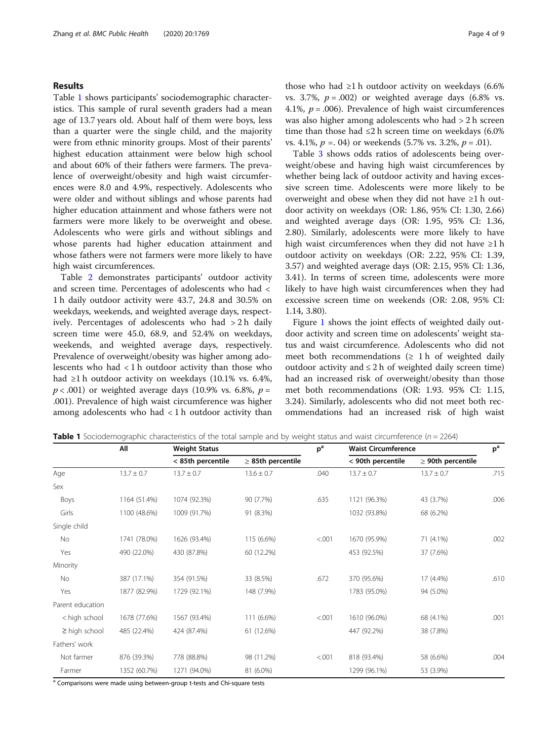## Results

Table 1 shows participants' sociodemographic characteristics. This sample of rural seventh graders had a mean age of 13.7 years old. About half of them were boys, less than a quarter were the single child, and the majority were from ethnic minority groups. Most of their parents' highest education attainment were below high school and about 60% of their fathers were farmers. The prevalence of overweight/obesity and high waist circumferences were 8.0 and 4.9%, respectively. Adolescents who were older and without siblings and whose parents had higher education attainment and whose fathers were not farmers were more likely to be overweight and obese. Adolescents who were girls and without siblings and whose parents had higher education attainment and whose fathers were not farmers were more likely to have high waist circumferences.

Table 2 demonstrates participants' outdoor activity and screen time. Percentages of adolescents who had < 1 h daily outdoor activity were 43.7, 24.8 and 30.5% on weekdays, weekends, and weighted average days, respectively. Percentages of adolescents who had > 2 h daily screen time were 45.0, 68.9, and 52.4% on weekdays, weekends, and weighted average days, respectively. Prevalence of overweight/obesity was higher among adolescents who had < 1 h outdoor activity than those who had ≥1 h outdoor activity on weekdays (10.1% vs. 6.4%, $p < .001$) or weighted average days (10.9% vs. 6.8%, $p = .001$). Prevalence of high waist circumference was higher among adolescents who had < 1 h outdoor activity than those who had ≥1 h outdoor activity on weekdays (6.6% vs. 3.7%, $p = .002$) or weighted average days (6.8% vs. 4.1%, $p = .006$). Prevalence of high waist circumferences was also higher among adolescents who had > 2 h screen time than those had ≤2 h screen time on weekdays (6.0% vs. 4.1%, $p = .04$) or weekends (5.7% vs. 3.2%, $p = .01$).

Table 3 shows odds ratios of adolescents being overweight/obese and having high waist circumferences by whether being lack of outdoor activity and having excessive screen time. Adolescents were more likely to be overweight and obese when they did not have ≥1 h outdoor activity on weekdays (OR: 1.86, 95% CI: 1.30, 2.66) and weighted average days (OR: 1.95, 95% CI: 1.36, 2.80). Similarly, adolescents were more likely to have high waist circumferences when they did not have ≥1 h outdoor activity on weekdays (OR: 2.22, 95% CI: 1.39, 3.57) and weighted average days (OR: 2.15, 95% CI: 1.36, 3.41). In terms of screen time, adolescents were more likely to have high waist circumferences when they had excessive screen time on weekends (OR: 2.08, 95% CI: 1.14, 3.80).

Figure 1 shows the joint effects of weighted daily outdoor activity and screen time on adolescents' weight status and waist circumference. Adolescents who did not meet both recommendations (≥ 1 h of weighted daily outdoor activity and ≤ 2 h of weighted daily screen time) had an increased risk of overweight/obesity than those met both recommendations (OR: 1.93. 95% CI: 1.15, 3.24). Similarly, adolescents who did not meet both recommendations had an increased risk of high waist

**Table 1** Sociodemographic characteristics of the total sample and by weight status and waist circumference ($n = 2264$)

| | All | Weight Status | | p[a] | Waist Circumference | | p[a] |
|---|---|---|---|---|---|---|---|
| | | < 85th percentile | ≥ 85th percentile | | < 90th percentile | ≥ 90th percentile | |
| Age | 13.7 ± 0.7 | 13.7 ± 0.7 | 13.6 ± 0.7 | .040 | 13.7 ± 0.7 | 13.7 ± 0.7 | .715 |
| Sex | | | | | | | |
| Boys | 1164 (51.4%) | 1074 (92.3%) | 90 (7.7%) | .635 | 1121 (96.3%) | 43 (3.7%) | .006 |
| Girls | 1100 (48.6%) | 1009 (91.7%) | 91 (8.3%) | | 1032 (93.8%) | 68 (6.2%) | |
| Single child | | | | | | | |
| No | 1741 (78.0%) | 1626 (93.4%) | 115 (6.6%) | <.001 | 1670 (95.9%) | 71 (4.1%) | .002 |
| Yes | 490 (22.0%) | 430 (87.8%) | 60 (12.2%) | | 453 (92.5%) | 37 (7.6%) | |
| Minority | | | | | | | |
| No | 387 (17.1%) | 354 (91.5%) | 33 (8.5%) | .672 | 370 (95.6%) | 17 (4.4%) | .610 |
| Yes | 1877 (82.9%) | 1729 (92.1%) | 148 (7.9%) | | 1783 (95.0%) | 94 (5.0%) | |
| Parent education | | | | | | | |
| < high school | 1678 (77.6%) | 1567 (93.4%) | 111 (6.6%) | <.001 | 1610 (96.0%) | 68 (4.1%) | .001 |
| ≥ high school | 485 (22.4%) | 424 (87.4%) | 61 (12.6%) | | 447 (92.2%) | 38 (7.8%) | |
| Fathers' work | | | | | | | |
| Not farmer | 876 (39.3%) | 778 (88.8%) | 98 (11.2%) | <.001 | 818 (93.4%) | 58 (6.6%) | .004 |
| Farmer | 1352 (60.7%) | 1271 (94.0%) | 81 (6.0%) | | 1299 (96.1%) | 53 (3.9%) | |

[a] Comparisons were made using between-group t-tests and Chi-square tests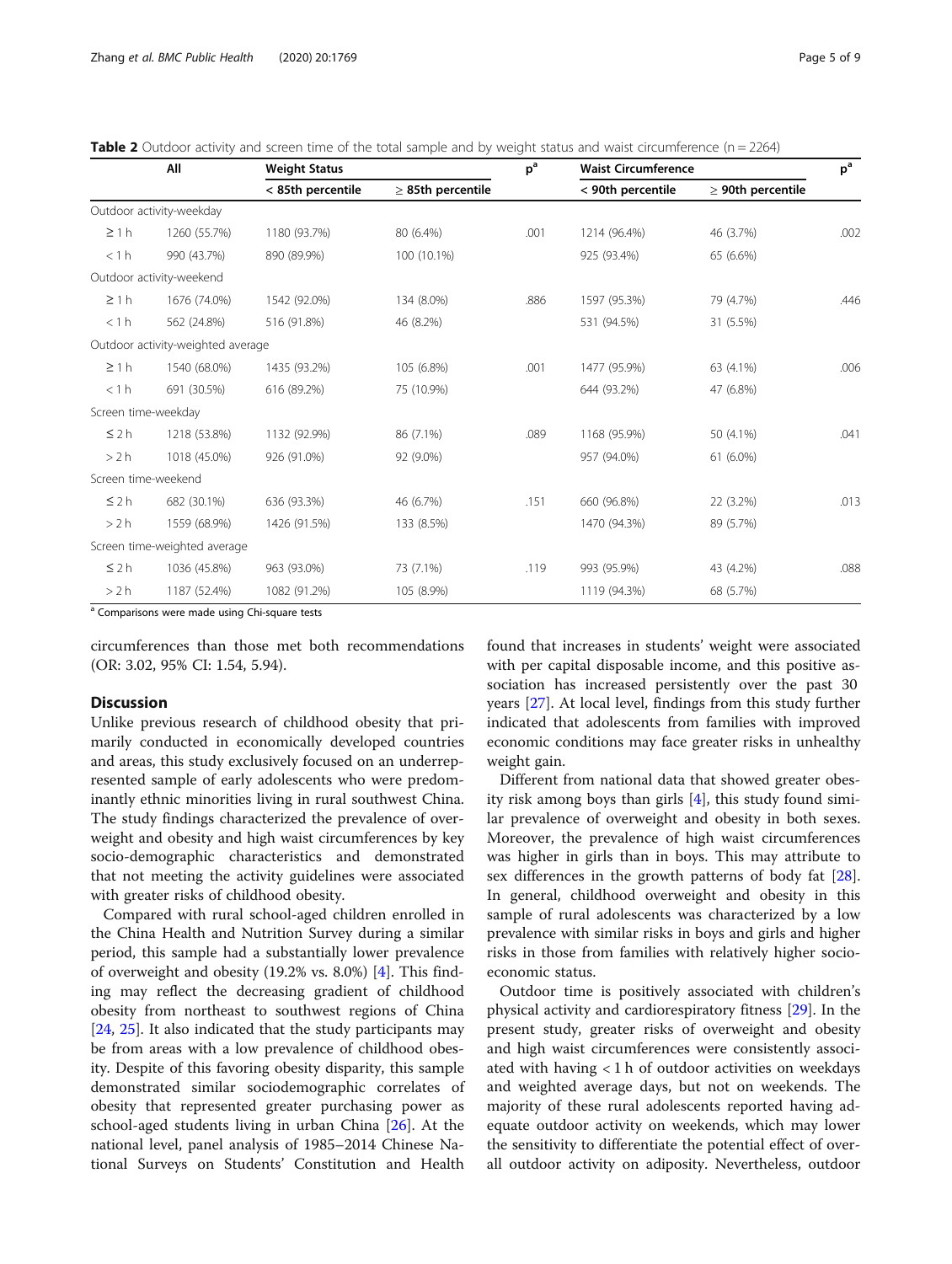**Table 2** Outdoor activity and screen time of the total sample and by weight status and waist circumference (n = 2264)

| | All | Weight Status | | p[a] | Waist Circumference | | p[a] |
|---|---|---|---|---|---|---|---|
| | | < 85th percentile | ≥ 85th percentile | | < 90th percentile | ≥ 90th percentile | |
| Outdoor activity-weekday | | | | | | | |
| ≥ 1 h | 1260 (55.7%) | 1180 (93.7%) | 80 (6.4%) | .001 | 1214 (96.4%) | 46 (3.7%) | .002 |
| < 1 h | 990 (43.7%) | 890 (89.9%) | 100 (10.1%) | | 925 (93.4%) | 65 (6.6%) | |
| Outdoor activity-weekend | | | | | | | |
| ≥ 1 h | 1676 (74.0%) | 1542 (92.0%) | 134 (8.0%) | .886 | 1597 (95.3%) | 79 (4.7%) | .446 |
| < 1 h | 562 (24.8%) | 516 (91.8%) | 46 (8.2%) | | 531 (94.5%) | 31 (5.5%) | |
| Outdoor activity-weighted average | | | | | | | |
| ≥ 1 h | 1540 (68.0%) | 1435 (93.2%) | 105 (6.8%) | .001 | 1477 (95.9%) | 63 (4.1%) | .006 |
| < 1 h | 691 (30.5%) | 616 (89.2%) | 75 (10.9%) | | 644 (93.2%) | 47 (6.8%) | |
| Screen time-weekday | | | | | | | |
| ≤ 2 h | 1218 (53.8%) | 1132 (92.9%) | 86 (7.1%) | .089 | 1168 (95.9%) | 50 (4.1%) | .041 |
| > 2 h | 1018 (45.0%) | 926 (91.0%) | 92 (9.0%) | | 957 (94.0%) | 61 (6.0%) | |
| Screen time-weekend | | | | | | | |
| ≤ 2 h | 682 (30.1%) | 636 (93.3%) | 46 (6.7%) | .151 | 660 (96.8%) | 22 (3.2%) | .013 |
| > 2 h | 1559 (68.9%) | 1426 (91.5%) | 133 (8.5%) | | 1470 (94.3%) | 89 (5.7%) | |
| Screen time-weighted average | | | | | | | |
| ≤ 2 h | 1036 (45.8%) | 963 (93.0%) | 73 (7.1%) | .119 | 993 (95.9%) | 43 (4.2%) | .088 |
| > 2 h | 1187 (52.4%) | 1082 (91.2%) | 105 (8.9%) | | 1119 (94.3%) | 68 (5.7%) | |

[a] Comparisons were made using Chi-square tests

circumferences than those met both recommendations (OR: 3.02, 95% CI: 1.54, 5.94).

## Discussion

Unlike previous research of childhood obesity that primarily conducted in economically developed countries and areas, this study exclusively focused on an underrepresented sample of early adolescents who were predominantly ethnic minorities living in rural southwest China. The study findings characterized the prevalence of overweight and obesity and high waist circumferences by key socio-demographic characteristics and demonstrated that not meeting the activity guidelines were associated with greater risks of childhood obesity.

Compared with rural school-aged children enrolled in the China Health and Nutrition Survey during a similar period, this sample had a substantially lower prevalence of overweight and obesity (19.2% vs. 8.0%) [4]. This finding may reflect the decreasing gradient of childhood obesity from northeast to southwest regions of China [24, 25]. It also indicated that the study participants may be from areas with a low prevalence of childhood obesity. Despite of this favoring obesity disparity, this sample demonstrated similar sociodemographic correlates of obesity that represented greater purchasing power as school-aged students living in urban China [26]. At the national level, panel analysis of 1985–2014 Chinese National Surveys on Students' Constitution and Health found that increases in students' weight were associated with per capital disposable income, and this positive association has increased persistently over the past 30 years [27]. At local level, findings from this study further indicated that adolescents from families with improved economic conditions may face greater risks in unhealthy weight gain.

Different from national data that showed greater obesity risk among boys than girls [4], this study found similar prevalence of overweight and obesity in both sexes. Moreover, the prevalence of high waist circumferences was higher in girls than in boys. This may attribute to sex differences in the growth patterns of body fat [28]. In general, childhood overweight and obesity in this sample of rural adolescents was characterized by a low prevalence with similar risks in boys and girls and higher risks in those from families with relatively higher socioeconomic status.

Outdoor time is positively associated with children's physical activity and cardiorespiratory fitness [29]. In the present study, greater risks of overweight and obesity and high waist circumferences were consistently associated with having < 1 h of outdoor activities on weekdays and weighted average days, but not on weekends. The majority of these rural adolescents reported having adequate outdoor activity on weekends, which may lower the sensitivity to differentiate the potential effect of overall outdoor activity on adiposity. Nevertheless, outdoor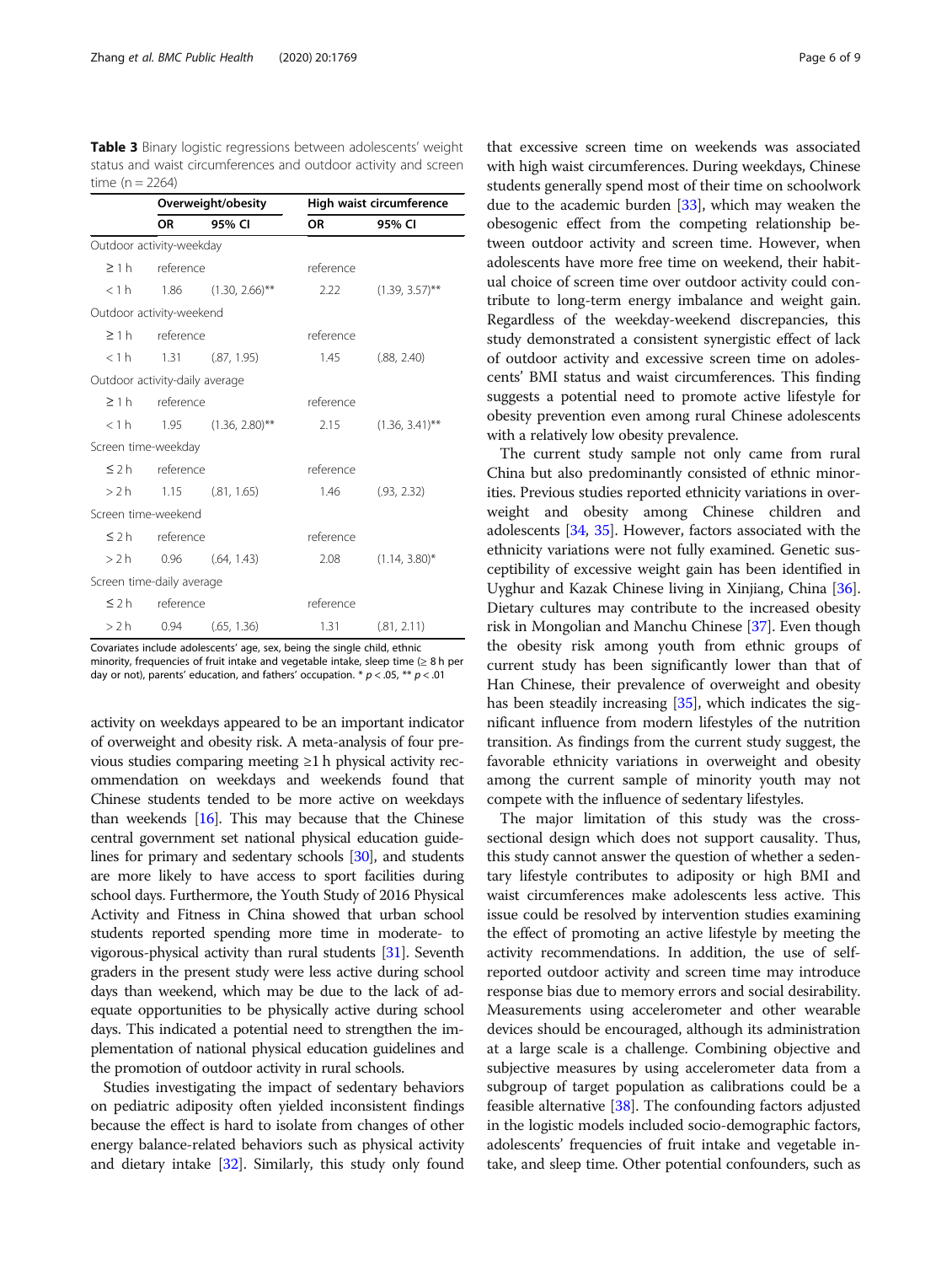**Table 3** Binary logistic regressions between adolescents' weight status and waist circumferences and outdoor activity and screen time (n = 2264)

| | Overweight/obesity | | High waist circumference | |
|---|---|---|---|---|
| | OR | 95% CI | OR | 95% CI |
| Outdoor activity-weekday | | | | |
| ≥ 1 h | reference | | reference | |
| < 1 h | 1.86 | (1.30, 2.66)** | 2.22 | (1.39, 3.57)** |
| Outdoor activity-weekend | | | | |
| ≥ 1 h | reference | | reference | |
| < 1 h | 1.31 | (.87, 1.95) | 1.45 | (.88, 2.40) |
| Outdoor activity-daily average | | | | |
| ≥ 1 h | reference | | reference | |
| < 1 h | 1.95 | (1.36, 2.80)** | 2.15 | (1.36, 3.41)** |
| Screen time-weekday | | | | |
| ≤ 2 h | reference | | reference | |
| > 2 h | 1.15 | (.81, 1.65) | 1.46 | (.93, 2.32) |
| Screen time-weekend | | | | |
| ≤ 2 h | reference | | reference | |
| > 2 h | 0.96 | (.64, 1.43) | 2.08 | (1.14, 3.80)* |
| Screen time-daily average | | | | |
| ≤ 2 h | reference | | reference | |
| > 2 h | 0.94 | (.65, 1.36) | 1.31 | (.81, 2.11) |

Covariates include adolescents' age, sex, being the single child, ethnic minority, frequencies of fruit intake and vegetable intake, sleep time (≥ 8 h per day or not), parents' education, and fathers' occupation. * $p < .05$, ** $p < .01$

activity on weekdays appeared to be an important indicator of overweight and obesity risk. A meta-analysis of four previous studies comparing meeting ≥1 h physical activity recommendation on weekdays and weekends found that Chinese students tended to be more active on weekdays than weekends [16]. This may because that the Chinese central government set national physical education guidelines for primary and sedentary schools [30], and students are more likely to have access to sport facilities during school days. Furthermore, the Youth Study of 2016 Physical Activity and Fitness in China showed that urban school students reported spending more time in moderate- to vigorous-physical activity than rural students [31]. Seventh graders in the present study were less active during school days than weekend, which may be due to the lack of adequate opportunities to be physically active during school days. This indicated a potential need to strengthen the implementation of national physical education guidelines and the promotion of outdoor activity in rural schools.

Studies investigating the impact of sedentary behaviors on pediatric adiposity often yielded inconsistent findings because the effect is hard to isolate from changes of other energy balance-related behaviors such as physical activity and dietary intake [32]. Similarly, this study only found that excessive screen time on weekends was associated with high waist circumferences. During weekdays, Chinese students generally spend most of their time on schoolwork due to the academic burden [33], which may weaken the obesogenic effect from the competing relationship between outdoor activity and screen time. However, when adolescents have more free time on weekend, their habitual choice of screen time over outdoor activity could contribute to long-term energy imbalance and weight gain. Regardless of the weekday-weekend discrepancies, this study demonstrated a consistent synergistic effect of lack of outdoor activity and excessive screen time on adolescents' BMI status and waist circumferences. This finding suggests a potential need to promote active lifestyle for obesity prevention even among rural Chinese adolescents with a relatively low obesity prevalence.

The current study sample not only came from rural China but also predominantly consisted of ethnic minorities. Previous studies reported ethnicity variations in overweight and obesity among Chinese children and adolescents [34, 35]. However, factors associated with the ethnicity variations were not fully examined. Genetic susceptibility of excessive weight gain has been identified in Uyghur and Kazak Chinese living in Xinjiang, China [36]. Dietary cultures may contribute to the increased obesity risk in Mongolian and Manchu Chinese [37]. Even though the obesity risk among youth from ethnic groups of current study has been significantly lower than that of Han Chinese, their prevalence of overweight and obesity has been steadily increasing [35], which indicates the significant influence from modern lifestyles of the nutrition transition. As findings from the current study suggest, the favorable ethnicity variations in overweight and obesity among the current sample of minority youth may not compete with the influence of sedentary lifestyles.

The major limitation of this study was the cross-sectional design which does not support causality. Thus, this study cannot answer the question of whether a sedentary lifestyle contributes to adiposity or high BMI and waist circumferences make adolescents less active. This issue could be resolved by intervention studies examining the effect of promoting an active lifestyle by meeting the activity recommendations. In addition, the use of self-reported outdoor activity and screen time may introduce response bias due to memory errors and social desirability. Measurements using accelerometer and other wearable devices should be encouraged, although its administration at a large scale is a challenge. Combining objective and subjective measures by using accelerometer data from a subgroup of target population as calibrations could be a feasible alternative [38]. The confounding factors adjusted in the logistic models included socio-demographic factors, adolescents' frequencies of fruit intake and vegetable intake, and sleep time. Other potential confounders, such as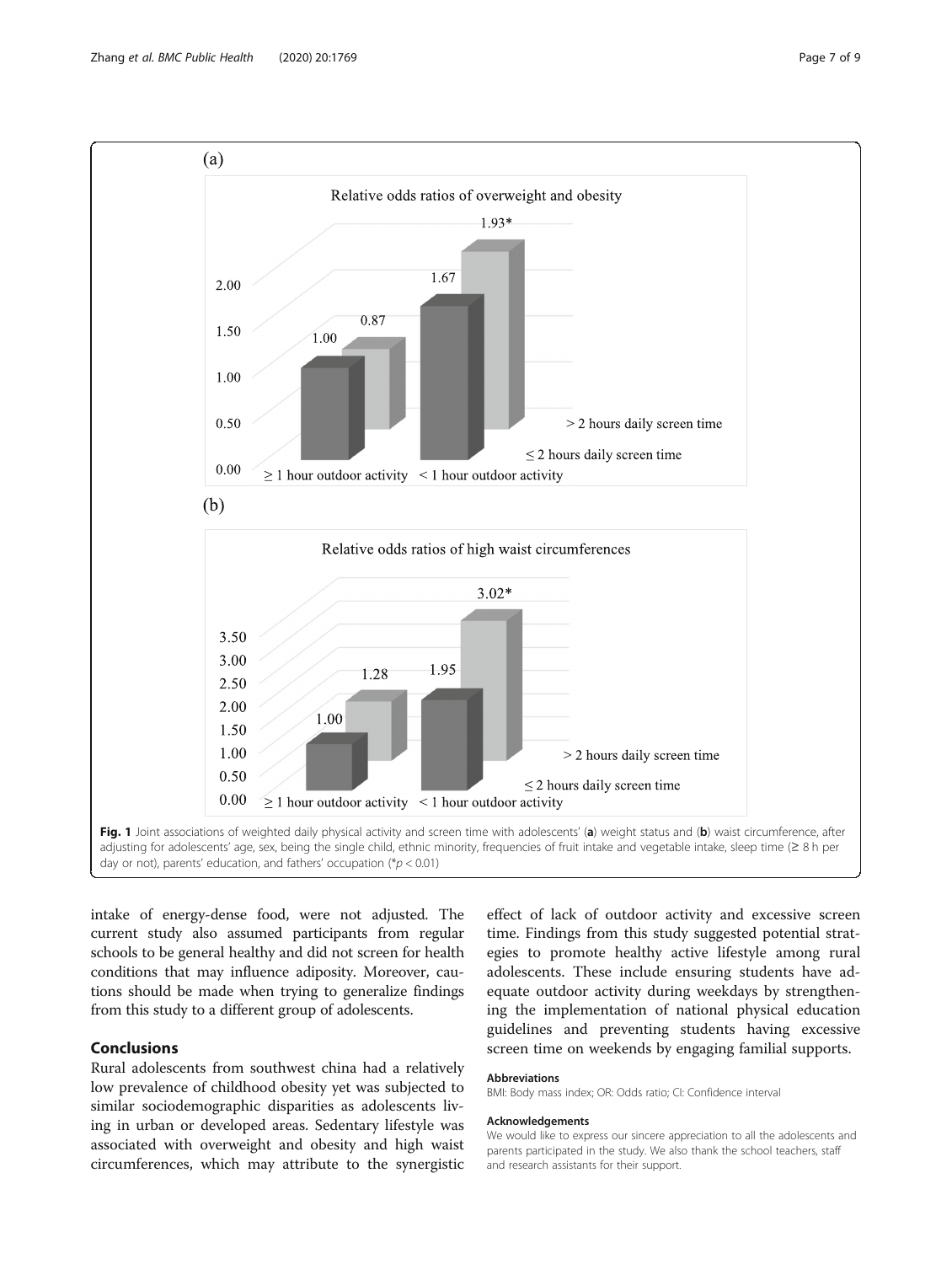**Fig. 1** Joint associations of weighted daily physical activity and screen time with adolescents' (**a**) weight status and (**b**) waist circumference, after adjusting for adolescents' age, sex, being the single child, ethnic minority, frequencies of fruit intake and vegetable intake, sleep time (≥ 8 h per day or not), parents' education, and fathers' occupation (* $p < 0.01$)

intake of energy-dense food, were not adjusted. The current study also assumed participants from regular schools to be general healthy and did not screen for health conditions that may influence adiposity. Moreover, cautions should be made when trying to generalize findings from this study to a different group of adolescents.

## Conclusions

Rural adolescents from southwest china had a relatively low prevalence of childhood obesity yet was subjected to similar sociodemographic disparities as adolescents living in urban or developed areas. Sedentary lifestyle was associated with overweight and obesity and high waist circumferences, which may attribute to the synergistic effect of lack of outdoor activity and excessive screen time. Findings from this study suggested potential strategies to promote healthy active lifestyle among rural adolescents. These include ensuring students have adequate outdoor activity during weekdays by strengthening the implementation of national physical education guidelines and preventing students having excessive screen time on weekends by engaging familial supports.

### Abbreviations

BMI: Body mass index; OR: Odds ratio; CI: Confidence interval

### Acknowledgements

We would like to express our sincere appreciation to all the adolescents and parents participated in the study. We also thank the school teachers, staff and research assistants for their support.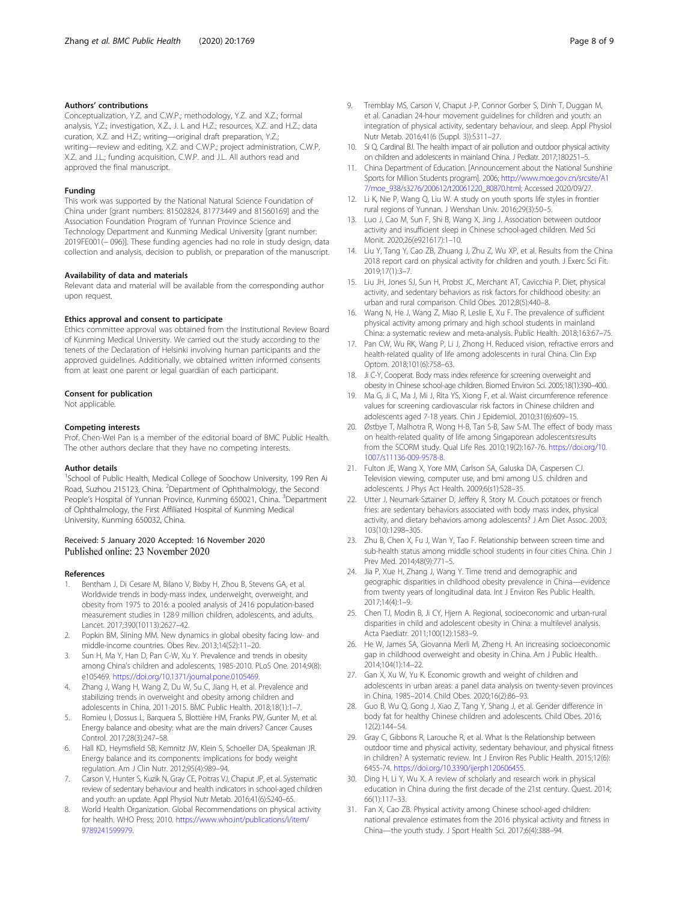### Authors' contributions

Conceptualization, Y.Z. and C.W.P.; methodology, Y.Z. and X.Z.; formal analysis, Y.Z.; investigation, X.Z., J. L and H.Z.; resources, X.Z. and H.Z.; data curation, X.Z. and H.Z.; writing—original draft preparation, Y.Z.; writing—review and editing, X.Z. and C.W.P.; project administration, C.W.P, X.Z. and J.L.; funding acquisition, C.W.P. and J.L. All authors read and approved the final manuscript.

### Funding

This work was supported by the National Natural Science Foundation of China under [grant numbers: 81502824, 81773449 and 81560169] and the Association Foundation Program of Yunnan Province Science and Technology Department and Kunming Medical University [grant number: 2019FE001(− 096)]. These funding agencies had no role in study design, data collection and analysis, decision to publish, or preparation of the manuscript.

### Availability of data and materials

Relevant data and material will be available from the corresponding author upon request.

### Ethics approval and consent to participate

Ethics committee approval was obtained from the Institutional Review Board of Kunming Medical University. We carried out the study according to the tenets of the Declaration of Helsinki involving human participants and the approved guidelines. Additionally, we obtained written informed consents from at least one parent or legal guardian of each participant.

### Consent for publication

Not applicable.

### Competing interests

Prof. Chen-Wei Pan is a member of the editorial board of BMC Public Health. The other authors declare that they have no competing interests.

### Author details

[1]School of Public Health, Medical College of Soochow University, 199 Ren Ai Road, Suzhou 215123, China. [2]Department of Ophthalmology, the Second People's Hospital of Yunnan Province, Kunming 650021, China. [3]Department of Ophthalmology, the First Affiliated Hospital of Kunming Medical University, Kunming 650032, China.

Received: 5 January 2020 Accepted: 16 November 2020
Published online: 23 November 2020

### References

1. Bentham J, Di Cesare M, Bilano V, Bixby H, Zhou B, Stevens GA, et al. Worldwide trends in body-mass index, underweight, overweight, and obesity from 1975 to 2016: a pooled analysis of 2416 population-based measurement studies in 128·9 million children, adolescents, and adults. Lancet. 2017;390(10113):2627–42.
2. Popkin BM, Slining MM. New dynamics in global obesity facing low- and middle-income countries. Obes Rev. 2013;14(S2):11–20.
3. Sun H, Ma Y, Han D, Pan C-W, Xu Y. Prevalence and trends in obesity among China's children and adolescents, 1985-2010. PLoS One. 2014;9(8): e105469. https://doi.org/10.1371/journal.pone.0105469.
4. Zhang J, Wang H, Wang Z, Du W, Su C, Jiang H, et al. Prevalence and stabilizing trends in overweight and obesity among children and adolescents in China, 2011-2015. BMC Public Health. 2018;18(1):1–7.
5. Romieu I, Dossus L, Barquera S, Blottière HM, Franks PW, Gunter M, et al. Energy balance and obesity: what are the main drivers? Cancer Causes Control. 2017;28(3):247–58.
6. Hall KD, Heymsfield SB, Kemnitz JW, Klein S, Schoeller DA, Speakman JR. Energy balance and its components: implications for body weight regulation. Am J Clin Nutr. 2012;95(4):989–94.
7. Carson V, Hunter S, Kuzik N, Gray CE, Poitras VJ, Chaput JP, et al. Systematic review of sedentary behaviour and health indicators in school-aged children and youth: an update. Appl Physiol Nutr Metab. 2016;41(6):S240–65.
8. World Health Organization. Global Recommendations on physical activity for health. WHO Press; 2010. https://www.who.int/publications/i/item/9789241599979.
9. Tremblay MS, Carson V, Chaput J-P, Connor Gorber S, Dinh T, Duggan M, et al. Canadian 24-hour movement guidelines for children and youth: an integration of physical activity, sedentary behaviour, and sleep. Appl Physiol Nutr Metab. 2016;41(6 (Suppl. 3)):S311–27.
10. Si Q, Cardinal BJ. The health impact of air pollution and outdoor physical activity on children and adolescents in mainland China. J Pediatr. 2017;180:251–5.
11. China Department of Education. [Announcement about the National Sunshine Sports for Million Students program]. 2006; http://www.moe.gov.cn/srcsite/A17/moe_938/s3276/200612/t20061220_80870.html; Accessed 2020/09/27.
12. Li K, Nie P, Wang Q, Liu W. A study on youth sports life styles in frontier rural regions of Yunnan. J Wenshan Univ. 2016;29(3):50–5.
13. Luo J, Cao M, Sun F, Shi B, Wang X, Jing J. Association between outdoor activity and insufficient sleep in Chinese school-aged children. Med Sci Monit. 2020;26(e921617):1–10.
14. Liu Y, Tang Y, Cao ZB, Zhuang J, Zhu Z, Wu XP, et al. Results from the China 2018 report card on physical activity for children and youth. J Exerc Sci Fit. 2019;17(1):3–7.
15. Liu JH, Jones SJ, Sun H, Probst JC, Merchant AT, Cavicchia P. Diet, physical activity, and sedentary behaviors as risk factors for childhood obesity: an urban and rural comparison. Child Obes. 2012;8(5):440–8.
16. Wang N, He J, Wang Z, Miao R, Leslie E, Xu F. The prevalence of sufficient physical activity among primary and high school students in mainland China: a systematic review and meta-analysis. Public Health. 2018;163:67–75.
17. Pan CW, Wu RK, Wang P, Li J, Zhong H. Reduced vision, refractive errors and health-related quality of life among adolescents in rural China. Clin Exp Optom. 2018;101(6):758–63.
18. Ji C-Y, Cooperat. Body mass index reference for screening overweight and obesity in Chinese school-age children. Biomed Environ Sci. 2005;18(1):390–400.
19. Ma G, Ji C, Ma J, Mi J, Rita YS, Xiong F, et al. Waist circumference reference values for screening cardiovascular risk factors in Chinese children and adolescents aged 7-18 years. Chin J Epidemiol. 2010;31(6):609–15.
20. Østbye T, Malhotra R, Wong H-B, Tan S-B, Saw S-M. The effect of body mass on health-related quality of life among Singaporean adolescents:results from the SCORM study. Qual Life Res. 2010;19(2):167-76. https://doi.org/10.1007/s11136-009-9578-8.
21. Fulton JE, Wang X, Yore MM, Carlson SA, Galuska DA, Caspersen CJ. Television viewing, computer use, and bmi among U.S. children and adolescents. J Phys Act Health. 2009;6(s1):S28–35.
22. Utter J, Neumark-Sztainer D, Jeffery R, Story M. Couch potatoes or french fries: are sedentary behaviors associated with body mass index, physical activity, and dietary behaviors among adolescents? J Am Diet Assoc. 2003; 103(10):1298–305.
23. Zhu B, Chen X, Fu J, Wan Y, Tao F. Relationship between screen time and sub-health status among middle school students in four cities China. Chin J Prev Med. 2014;48(9):771–5.
24. Jia P, Xue H, Zhang J, Wang Y. Time trend and demographic and geographic disparities in childhood obesity prevalence in China—evidence from twenty years of longitudinal data. Int J Environ Res Public Health. 2017;14(4):1–9.
25. Chen TJ, Modin B, Ji CY, Hjern A. Regional, socioeconomic and urban-rural disparities in child and adolescent obesity in China: a multilevel analysis. Acta Paediatr. 2011;100(12):1583–9.
26. He W, James SA, Giovanna Merli M, Zheng H. An increasing socioeconomic gap in childhood overweight and obesity in China. Am J Public Health. 2014;104(1):14–22.
27. Gan X, Xu W, Yu K. Economic growth and weight of children and adolescents in urban areas: a panel data analysis on twenty-seven provinces in China, 1985–2014. Child Obes. 2020;16(2):86–93.
28. Guo B, Wu Q, Gong J, Xiao Z, Tang Y, Shang J, et al. Gender difference in body fat for healthy Chinese children and adolescents. Child Obes. 2016; 12(2):144–54.
29. Gray C, Gibbons R, Larouche R, et al. What Is the Relationship between outdoor time and physical activity, sedentary behaviour, and physical fitness in children? A systematic review. Int J Environ Res Public Health. 2015;12(6): 6455-74. https://doi.org/10.3390/ijerph120606455.
30. Ding H, Li Y, Wu X. A review of scholarly and research work in physical education in China during the first decade of the 21st century. Quest. 2014; 66(1):117–33.
31. Fan X, Cao ZB. Physical activity among Chinese school-aged children: national prevalence estimates from the 2016 physical activity and fitness in China—the youth study. J Sport Health Sci. 2017;6(4):388–94.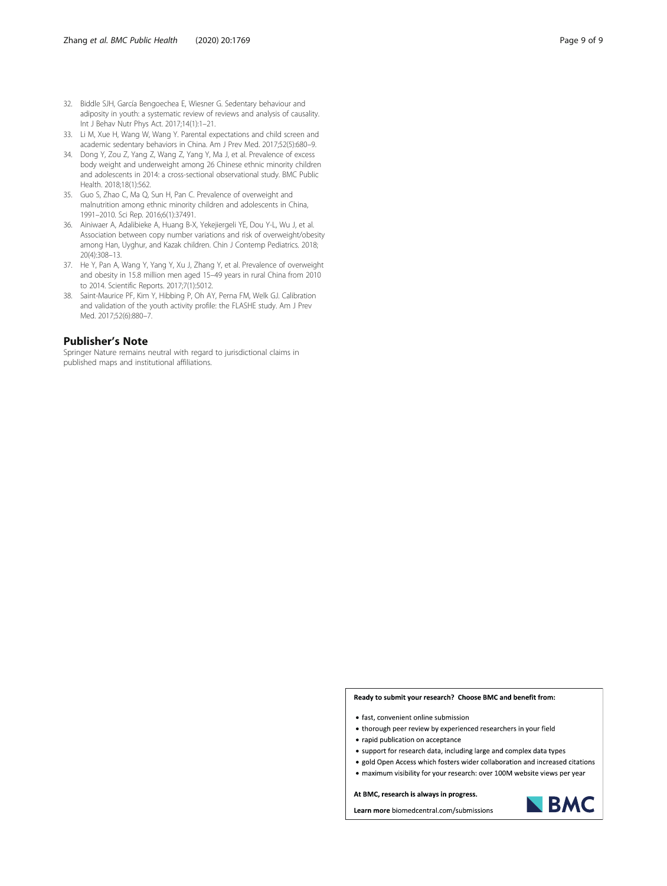32. Biddle SJH, García Bengoechea E, Wiesner G. Sedentary behaviour and adiposity in youth: a systematic review of reviews and analysis of causality. Int J Behav Nutr Phys Act. 2017;14(1):1–21.
33. Li M, Xue H, Wang W, Wang Y. Parental expectations and child screen and academic sedentary behaviors in China. Am J Prev Med. 2017;52(5):680–9.
34. Dong Y, Zou Z, Yang Z, Wang Z, Yang Y, Ma J, et al. Prevalence of excess body weight and underweight among 26 Chinese ethnic minority children and adolescents in 2014: a cross-sectional observational study. BMC Public Health. 2018;18(1):562.
35. Guo S, Zhao C, Ma Q, Sun H, Pan C. Prevalence of overweight and malnutrition among ethnic minority children and adolescents in China, 1991–2010. Sci Rep. 2016;6(1):37491.
36. Ainiwaer A, Adalibieke A, Huang B-X, Yekejiergeli YE, Dou Y-L, Wu J, et al. Association between copy number variations and risk of overweight/obesity among Han, Uyghur, and Kazak children. Chin J Contemp Pediatrics. 2018;20(4):308–13.
37. He Y, Pan A, Wang Y, Yang Y, Xu J, Zhang Y, et al. Prevalence of overweight and obesity in 15.8 million men aged 15–49 years in rural China from 2010 to 2014. Scientific Reports. 2017;7(1):5012.
38. Saint-Maurice PF, Kim Y, Hibbing P, Oh AY, Perna FM, Welk GJ. Calibration and validation of the youth activity profile: the FLASHE study. Am J Prev Med. 2017;52(6):880–7.

## Publisher's Note

Springer Nature remains neutral with regard to jurisdictional claims in published maps and institutional affiliations.

**Ready to submit your research? Choose BMC and benefit from:**

- fast, convenient online submission
- thorough peer review by experienced researchers in your field
- rapid publication on acceptance
- support for research data, including large and complex data types
- gold Open Access which fosters wider collaboration and increased citations
- maximum visibility for your research: over 100M website views per year

**At BMC, research is always in progress.**

**Learn more** biomedcentral.com/submissions

BMC